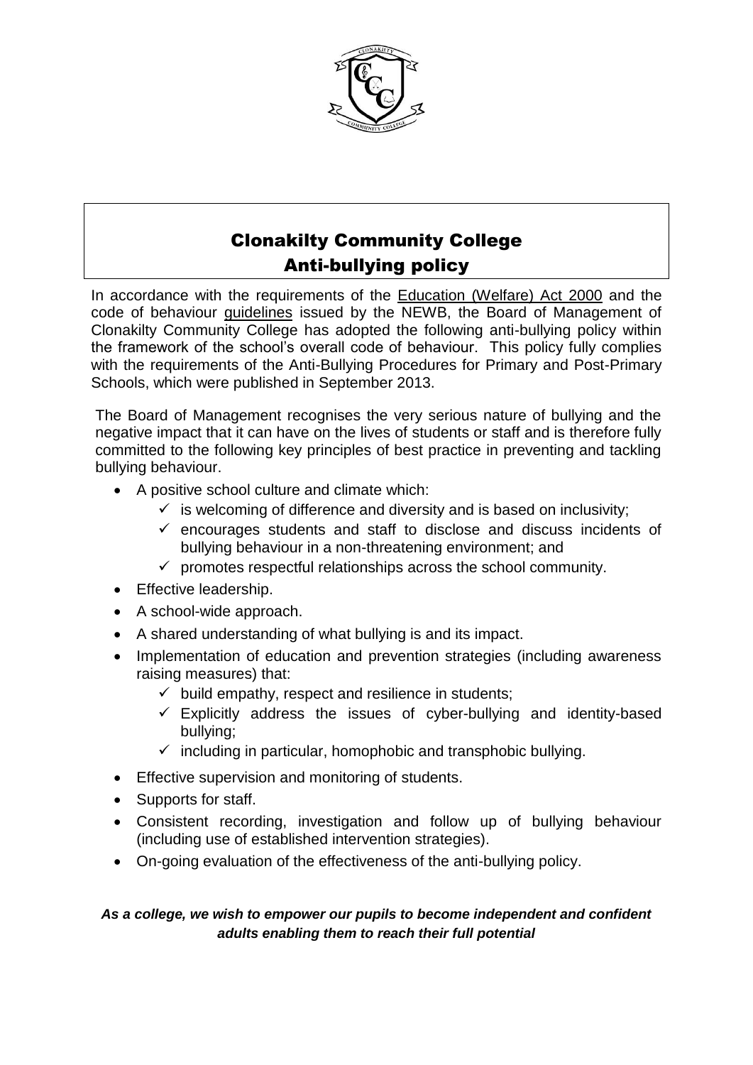# Clonakilty Community College
## Anti-bullying policy

In accordance with the requirements of the Education (Welfare) Act 2000 and the code of behaviour guidelines issued by the NEWB, the Board of Management of Clonakilty Community College has adopted the following anti-bullying policy within the framework of the school's overall code of behaviour. This policy fully complies with the requirements of the Anti-Bullying Procedures for Primary and Post-Primary Schools, which were published in September 2013.

The Board of Management recognises the very serious nature of bullying and the negative impact that it can have on the lives of students or staff and is therefore fully committed to the following key principles of best practice in preventing and tackling bullying behaviour.

- A positive school culture and climate which:
  - ✓ is welcoming of difference and diversity and is based on inclusivity;
  - ✓ encourages students and staff to disclose and discuss incidents of bullying behaviour in a non-threatening environment; and
  - ✓ promotes respectful relationships across the school community.
- Effective leadership.
- A school-wide approach.
- A shared understanding of what bullying is and its impact.
- Implementation of education and prevention strategies (including awareness raising measures) that:
  - ✓ build empathy, respect and resilience in students;
  - ✓ Explicitly address the issues of cyber-bullying and identity-based bullying;
  - ✓ including in particular, homophobic and transphobic bullying.
- Effective supervision and monitoring of students.
- Supports for staff.
- Consistent recording, investigation and follow up of bullying behaviour (including use of established intervention strategies).
- On-going evaluation of the effectiveness of the anti-bullying policy.

***As a college, we wish to empower our pupils to become independent and confident adults enabling them to reach their full potential***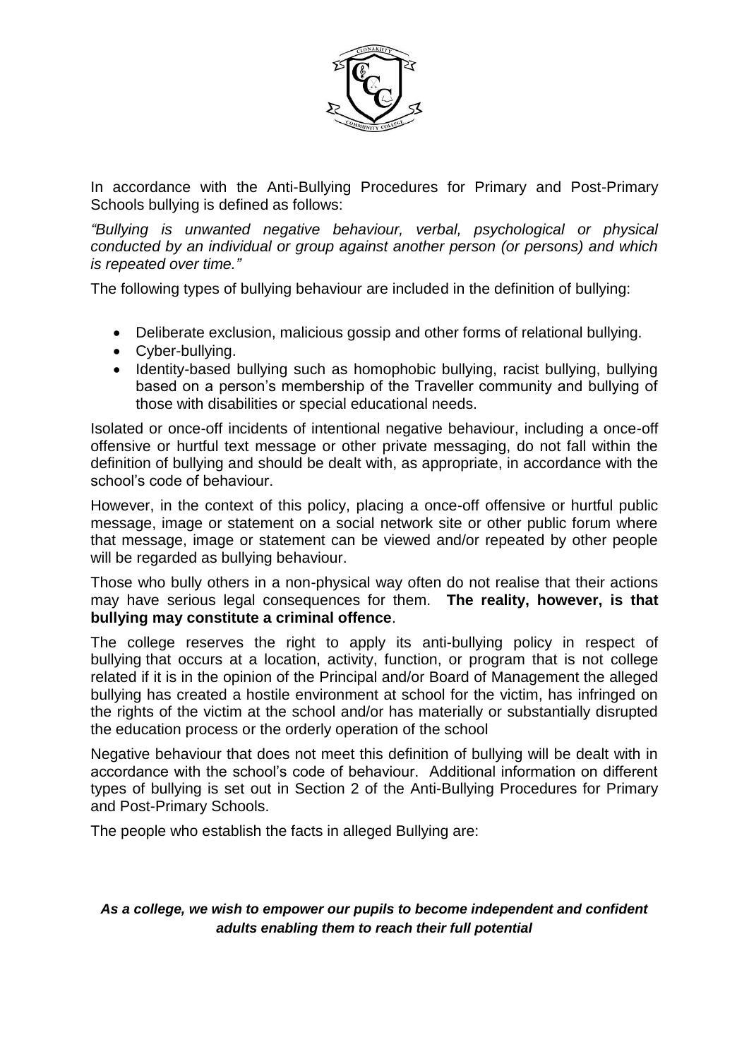In accordance with the Anti-Bullying Procedures for Primary and Post-Primary Schools bullying is defined as follows:

*"Bullying is unwanted negative behaviour, verbal, psychological or physical conducted by an individual or group against another person (or persons) and which is repeated over time."*

The following types of bullying behaviour are included in the definition of bullying:

- Deliberate exclusion, malicious gossip and other forms of relational bullying.
- Cyber-bullying.
- Identity-based bullying such as homophobic bullying, racist bullying, bullying based on a person's membership of the Traveller community and bullying of those with disabilities or special educational needs.

Isolated or once-off incidents of intentional negative behaviour, including a once-off offensive or hurtful text message or other private messaging, do not fall within the definition of bullying and should be dealt with, as appropriate, in accordance with the school's code of behaviour.

However, in the context of this policy, placing a once-off offensive or hurtful public message, image or statement on a social network site or other public forum where that message, image or statement can be viewed and/or repeated by other people will be regarded as bullying behaviour.

Those who bully others in a non-physical way often do not realise that their actions may have serious legal consequences for them. **The reality, however, is that bullying may constitute a criminal offence**.

The college reserves the right to apply its anti-bullying policy in respect of bullying that occurs at a location, activity, function, or program that is not college related if it is in the opinion of the Principal and/or Board of Management the alleged bullying has created a hostile environment at school for the victim, has infringed on the rights of the victim at the school and/or has materially or substantially disrupted the education process or the orderly operation of the school

Negative behaviour that does not meet this definition of bullying will be dealt with in accordance with the school's code of behaviour. Additional information on different types of bullying is set out in Section 2 of the Anti-Bullying Procedures for Primary and Post-Primary Schools.

The people who establish the facts in alleged Bullying are:

***As a college, we wish to empower our pupils to become independent and confident adults enabling them to reach their full potential***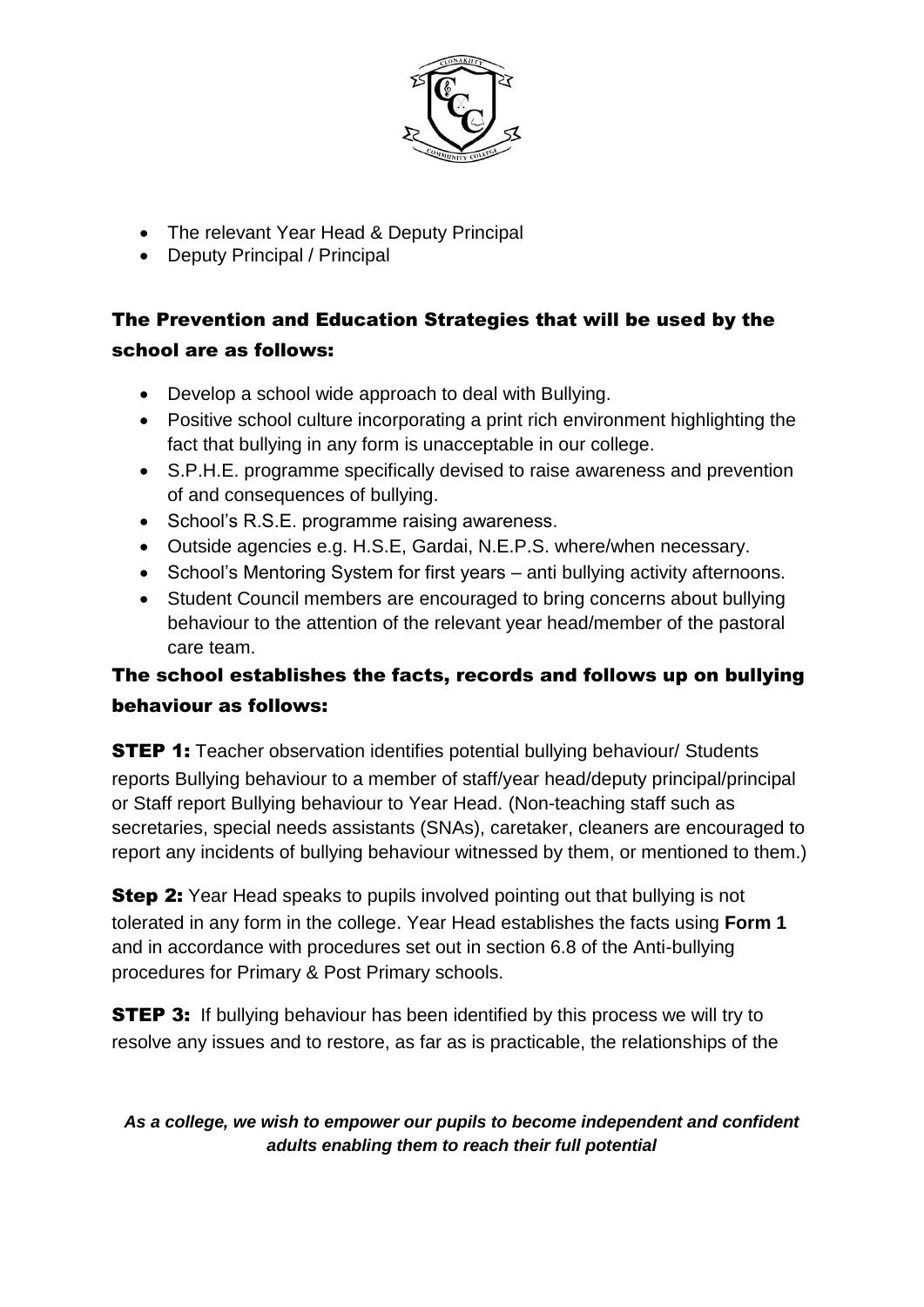- The relevant Year Head & Deputy Principal
- Deputy Principal / Principal

## The Prevention and Education Strategies that will be used by the school are as follows:

- Develop a school wide approach to deal with Bullying.
- Positive school culture incorporating a print rich environment highlighting the fact that bullying in any form is unacceptable in our college.
- S.P.H.E. programme specifically devised to raise awareness and prevention of and consequences of bullying.
- School's R.S.E. programme raising awareness.
- Outside agencies e.g. H.S.E, Gardai, N.E.P.S. where/when necessary.
- School's Mentoring System for first years – anti bullying activity afternoons.
- Student Council members are encouraged to bring concerns about bullying behaviour to the attention of the relevant year head/member of the pastoral care team.

## The school establishes the facts, records and follows up on bullying behaviour as follows:

**STEP 1:** Teacher observation identifies potential bullying behaviour/ Students reports Bullying behaviour to a member of staff/year head/deputy principal/principal or Staff report Bullying behaviour to Year Head. (Non-teaching staff such as secretaries, special needs assistants (SNAs), caretaker, cleaners are encouraged to report any incidents of bullying behaviour witnessed by them, or mentioned to them.)

**Step 2:** Year Head speaks to pupils involved pointing out that bullying is not tolerated in any form in the college. Year Head establishes the facts using **Form 1** and in accordance with procedures set out in section 6.8 of the Anti-bullying procedures for Primary & Post Primary schools.

**STEP 3:** If bullying behaviour has been identified by this process we will try to resolve any issues and to restore, as far as is practicable, the relationships of the

***As a college, we wish to empower our pupils to become independent and confident adults enabling them to reach their full potential***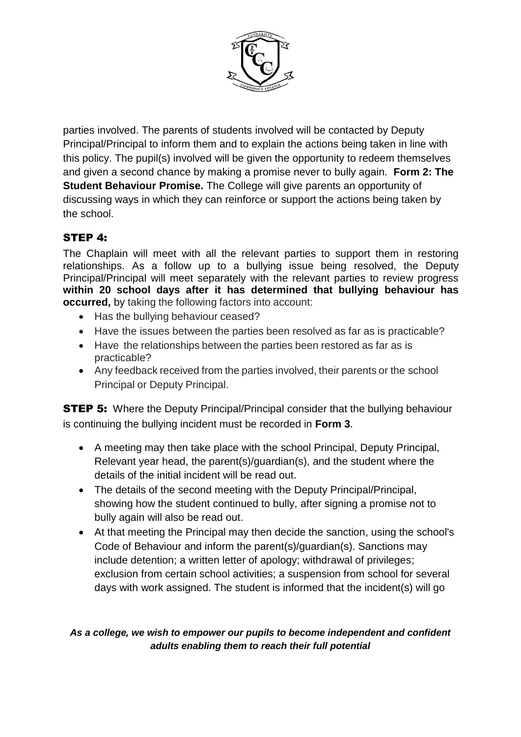parties involved. The parents of students involved will be contacted by Deputy Principal/Principal to inform them and to explain the actions being taken in line with this policy. The pupil(s) involved will be given the opportunity to redeem themselves and given a second chance by making a promise never to bully again. **Form 2: The Student Behaviour Promise.** The College will give parents an opportunity of discussing ways in which they can reinforce or support the actions being taken by the school.

### STEP 4:

The Chaplain will meet with all the relevant parties to support them in restoring relationships. As a follow up to a bullying issue being resolved, the Deputy Principal/Principal will meet separately with the relevant parties to review progress **within 20 school days after it has determined that bullying behaviour has occurred,** by taking the following factors into account:

- Has the bullying behaviour ceased?
- Have the issues between the parties been resolved as far as is practicable?
- Have the relationships between the parties been restored as far as is practicable?
- Any feedback received from the parties involved, their parents or the school Principal or Deputy Principal.

**STEP 5:** Where the Deputy Principal/Principal consider that the bullying behaviour is continuing the bullying incident must be recorded in **Form 3**.

- A meeting may then take place with the school Principal, Deputy Principal, Relevant year head, the parent(s)/guardian(s), and the student where the details of the initial incident will be read out.
- The details of the second meeting with the Deputy Principal/Principal, showing how the student continued to bully, after signing a promise not to bully again will also be read out.
- At that meeting the Principal may then decide the sanction, using the school's Code of Behaviour and inform the parent(s)/guardian(s). Sanctions may include detention; a written letter of apology; withdrawal of privileges; exclusion from certain school activities; a suspension from school for several days with work assigned. The student is informed that the incident(s) will go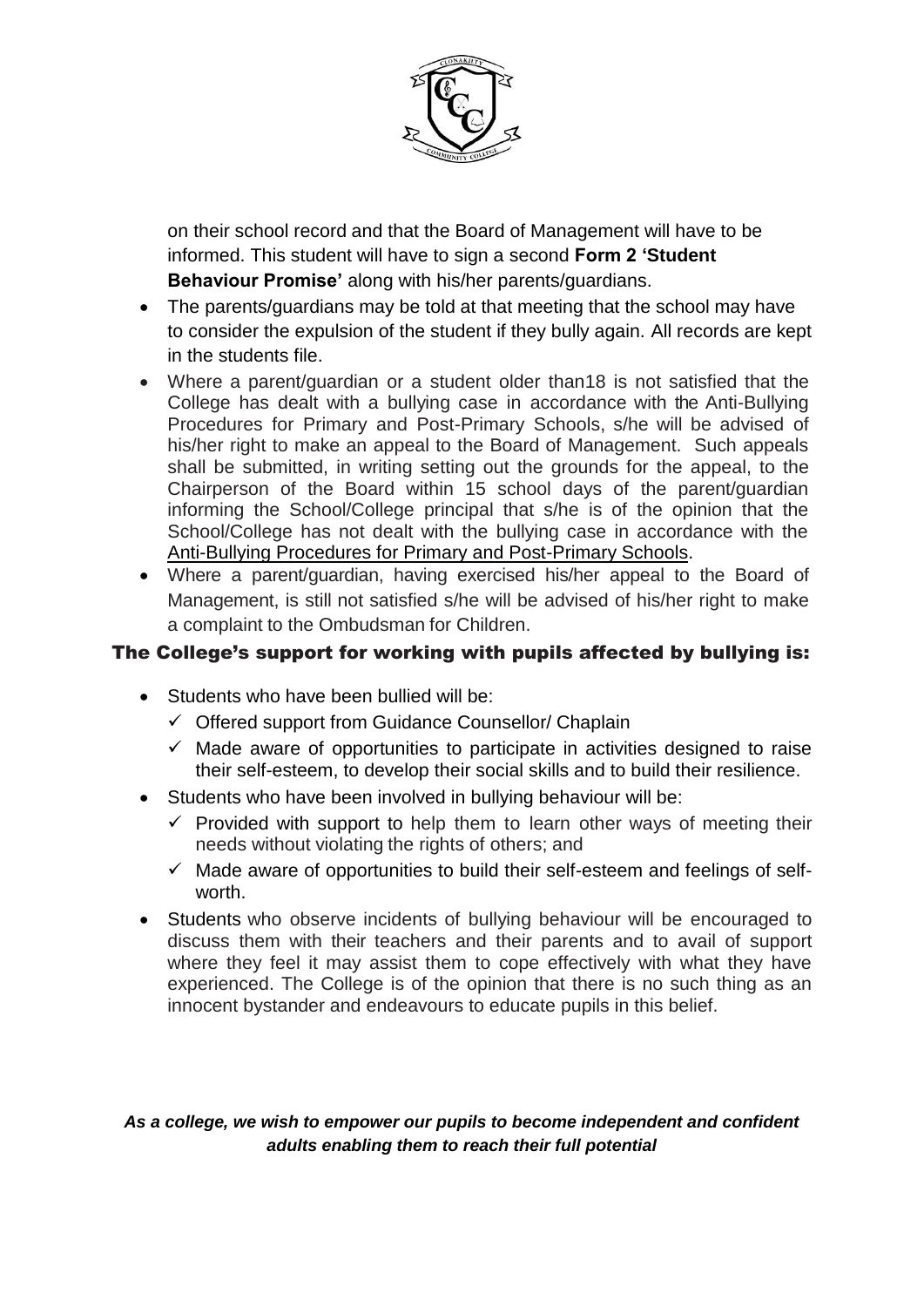on their school record and that the Board of Management will have to be informed. This student will have to sign a second **Form 2 'Student Behaviour Promise'** along with his/her parents/guardians.

- The parents/guardians may be told at that meeting that the school may have to consider the expulsion of the student if they bully again. All records are kept in the students file.
- Where a parent/guardian or a student older than18 is not satisfied that the College has dealt with a bullying case in accordance with the Anti-Bullying Procedures for Primary and Post-Primary Schools, s/he will be advised of his/her right to make an appeal to the Board of Management. Such appeals shall be submitted, in writing setting out the grounds for the appeal, to the Chairperson of the Board within 15 school days of the parent/guardian informing the School/College principal that s/he is of the opinion that the School/College has not dealt with the bullying case in accordance with the Anti-Bullying Procedures for Primary and Post-Primary Schools.
- Where a parent/guardian, having exercised his/her appeal to the Board of Management, is still not satisfied s/he will be advised of his/her right to make a complaint to the Ombudsman for Children.

## The College's support for working with pupils affected by bullying is:

- Students who have been bullied will be:
  - ✓ Offered support from Guidance Counsellor/ Chaplain
  - ✓ Made aware of opportunities to participate in activities designed to raise their self-esteem, to develop their social skills and to build their resilience.
- Students who have been involved in bullying behaviour will be:
  - ✓ Provided with support to help them to learn other ways of meeting their needs without violating the rights of others; and
  - ✓ Made aware of opportunities to build their self-esteem and feelings of self-worth.
- Students who observe incidents of bullying behaviour will be encouraged to discuss them with their teachers and their parents and to avail of support where they feel it may assist them to cope effectively with what they have experienced. The College is of the opinion that there is no such thing as an innocent bystander and endeavours to educate pupils in this belief.

***As a college, we wish to empower our pupils to become independent and confident adults enabling them to reach their full potential***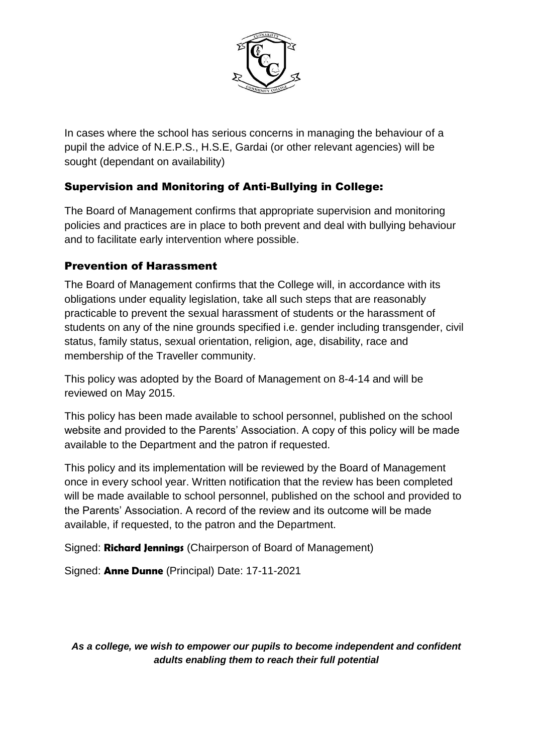In cases where the school has serious concerns in managing the behaviour of a pupil the advice of N.E.P.S., H.S.E, Gardai (or other relevant agencies) will be sought (dependant on availability)

## Supervision and Monitoring of Anti-Bullying in College:

The Board of Management confirms that appropriate supervision and monitoring policies and practices are in place to both prevent and deal with bullying behaviour and to facilitate early intervention where possible.

## Prevention of Harassment

The Board of Management confirms that the College will, in accordance with its obligations under equality legislation, take all such steps that are reasonably practicable to prevent the sexual harassment of students or the harassment of students on any of the nine grounds specified i.e. gender including transgender, civil status, family status, sexual orientation, religion, age, disability, race and membership of the Traveller community.

This policy was adopted by the Board of Management on 8-4-14 and will be reviewed on May 2015.

This policy has been made available to school personnel, published on the school website and provided to the Parents' Association. A copy of this policy will be made available to the Department and the patron if requested.

This policy and its implementation will be reviewed by the Board of Management once in every school year. Written notification that the review has been completed will be made available to school personnel, published on the school and provided to the Parents' Association. A record of the review and its outcome will be made available, if requested, to the patron and the Department.

Signed: **Richard Jennings** (Chairperson of Board of Management)

Signed: **Anne Dunne** (Principal) Date: 17-11-2021

***As a college, we wish to empower our pupils to become independent and confident adults enabling them to reach their full potential***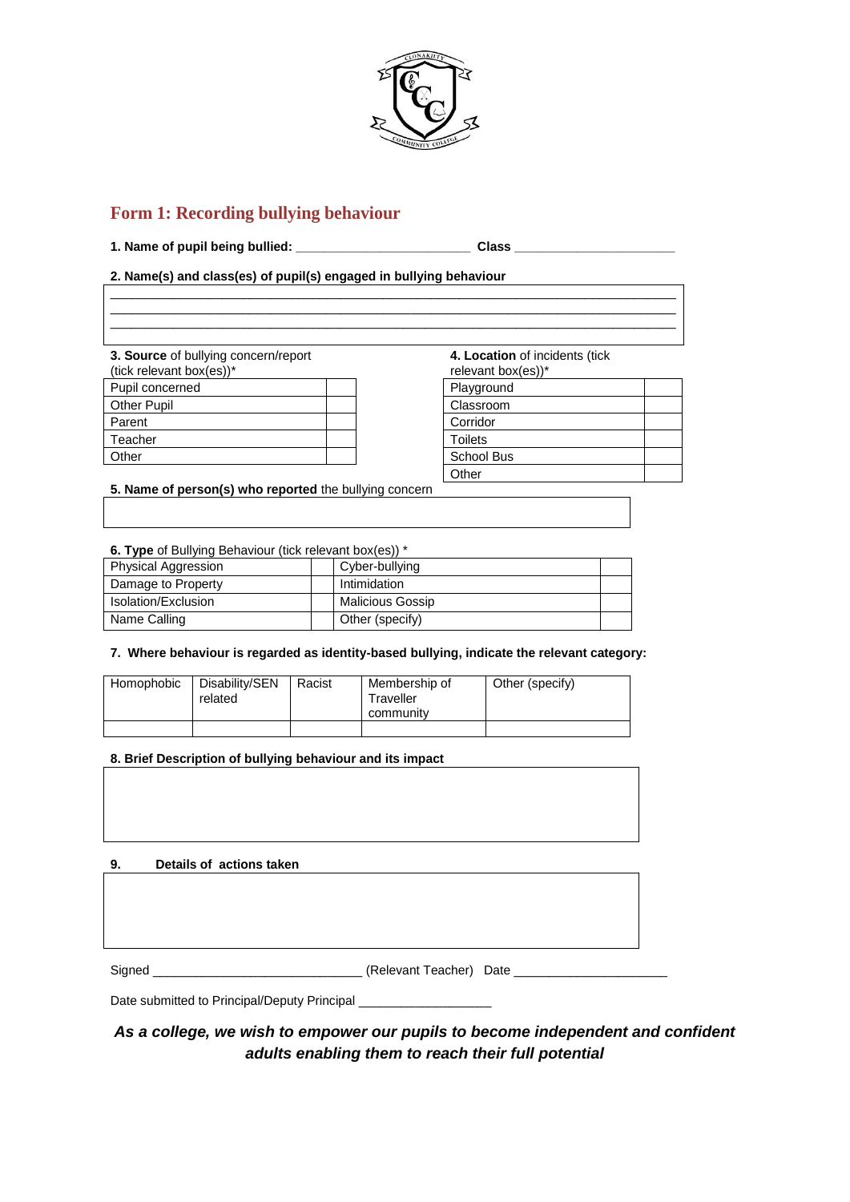## Form 1: Recording bullying behaviour

**1. Name of pupil being bullied:** ________________________ **Class** ______________________

**2. Name(s) and class(es) of pupil(s) engaged in bullying behaviour**

______________________________________________________________________________
______________________________________________________________________________
______________________________________________________________________________

**3. Source** of bullying concern/report (tick relevant box(es))*

| | |
|---|---|
| Pupil concerned | |
| Other Pupil | |
| Parent | |
| Teacher | |
| Other | |

**4. Location** of incidents (tick relevant box(es))*

| | |
|---|---|
| Playground | |
| Classroom | |
| Corridor | |
| Toilets | |
| School Bus | |
| Other | |

**5. Name of person(s) who reported** the bullying concern

**6. Type** of Bullying Behaviour (tick relevant box(es)) *

| | | | |
|---|---|---|---|
| Physical Aggression | | Cyber-bullying | |
| Damage to Property | | Intimidation | |
| Isolation/Exclusion | | Malicious Gossip | |
| Name Calling | | Other (specify) | |

**7. Where behaviour is regarded as identity-based bullying, indicate the relevant category:**

| Homophobic | Disability/SEN related | Racist | Membership of Traveller community | Other (specify) |
|---|---|---|---|---|
| | | | | |

**8. Brief Description of bullying behaviour and its impact**

**9. Details of actions taken**

Signed ____________________________ (Relevant Teacher) Date _____________________

Date submitted to Principal/Deputy Principal ___________________

***As a college, we wish to empower our pupils to become independent and confident adults enabling them to reach their full potential***